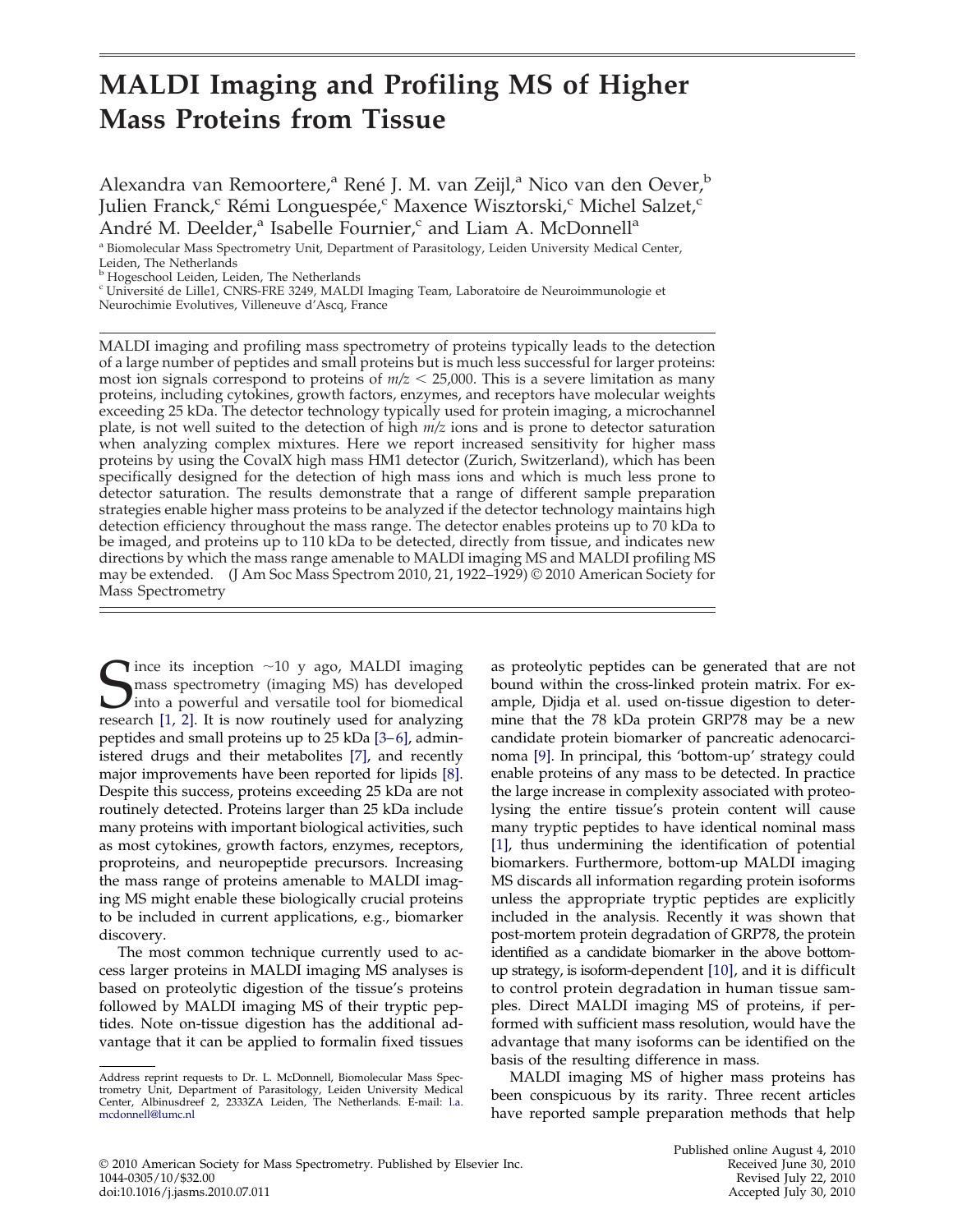# MALDI Imaging and Profiling MS of Higher Mass Proteins from Tissue

Alexandra van Remoortere,[a] René J. M. van Zeijl,[a] Nico van den Oever,[b] Julien Franck,[c] Rémi Longuespée,[c] Maxence Wisztorski,[c] Michel Salzet,[c] André M. Deelder,[a] Isabelle Fournier,[c] and Liam A. McDonnell[a]

[a] Biomolecular Mass Spectrometry Unit, Department of Parasitology, Leiden University Medical Center, Leiden, The Netherlands
[b] Hogeschool Leiden, Leiden, The Netherlands
[c] Université de Lille1, CNRS-FRE 3249, MALDI Imaging Team, Laboratoire de Neuroimmunologie et Neurochimie Evolutives, Villeneuve d'Ascq, France

MALDI imaging and profiling mass spectrometry of proteins typically leads to the detection of a large number of peptides and small proteins but is much less successful for larger proteins: most ion signals correspond to proteins of *m/z* < 25,000. This is a severe limitation as many proteins, including cytokines, growth factors, enzymes, and receptors have molecular weights exceeding 25 kDa. The detector technology typically used for protein imaging, a microchannel plate, is not well suited to the detection of high *m/z* ions and is prone to detector saturation when analyzing complex mixtures. Here we report increased sensitivity for higher mass proteins by using the CovalX high mass HM1 detector (Zurich, Switzerland), which has been specifically designed for the detection of high mass ions and which is much less prone to detector saturation. The results demonstrate that a range of different sample preparation strategies enable higher mass proteins to be analyzed if the detector technology maintains high detection efficiency throughout the mass range. The detector enables proteins up to 70 kDa to be imaged, and proteins up to 110 kDa to be detected, directly from tissue, and indicates new directions by which the mass range amenable to MALDI imaging MS and MALDI profiling MS may be extended. (J Am Soc Mass Spectrom 2010, 21, 1922–1929) © 2010 American Society for Mass Spectrometry

Since its inception ~10 y ago, MALDI imaging mass spectrometry (imaging MS) has developed into a powerful and versatile tool for biomedical research [1, 2]. It is now routinely used for analyzing peptides and small proteins up to 25 kDa [3–6], administered drugs and their metabolites [7], and recently major improvements have been reported for lipids [8]. Despite this success, proteins exceeding 25 kDa are not routinely detected. Proteins larger than 25 kDa include many proteins with important biological activities, such as most cytokines, growth factors, enzymes, receptors, proproteins, and neuropeptide precursors. Increasing the mass range of proteins amenable to MALDI imaging MS might enable these biologically crucial proteins to be included in current applications, e.g., biomarker discovery.

The most common technique currently used to access larger proteins in MALDI imaging MS analyses is based on proteolytic digestion of the tissue's proteins followed by MALDI imaging MS of their tryptic peptides. Note on-tissue digestion has the additional advantage that it can be applied to formalin fixed tissues as proteolytic peptides can be generated that are not bound within the cross-linked protein matrix. For example, Djidja et al. used on-tissue digestion to determine that the 78 kDa protein GRP78 may be a new candidate protein biomarker of pancreatic adenocarcinoma [9]. In principal, this 'bottom-up' strategy could enable proteins of any mass to be detected. In practice the large increase in complexity associated with proteolysing the entire tissue's protein content will cause many tryptic peptides to have identical nominal mass [1], thus undermining the identification of potential biomarkers. Furthermore, bottom-up MALDI imaging MS discards all information regarding protein isoforms unless the appropriate tryptic peptides are explicitly included in the analysis. Recently it was shown that post-mortem protein degradation of GRP78, the protein identified as a candidate biomarker in the above bottom-up strategy, is isoform-dependent [10], and it is difficult to control protein degradation in human tissue samples. Direct MALDI imaging MS of proteins, if performed with sufficient mass resolution, would have the advantage that many isoforms can be identified on the basis of the resulting difference in mass.

MALDI imaging MS of higher mass proteins has been conspicuous by its rarity. Three recent articles have reported sample preparation methods that help

Address reprint requests to Dr. L. McDonnell, Biomolecular Mass Spectrometry Unit, Department of Parasitology, Leiden University Medical Center, Albinusdreef 2, 2333ZA Leiden, The Netherlands. E-mail: l.a.mcdonnell@lumc.nl

© 2010 American Society for Mass Spectrometry. Published by Elsevier Inc.
1044-0305/10/$32.00
doi:10.1016/j.jasms.2010.07.011

Published online August 4, 2010
Received June 30, 2010
Revised July 22, 2010
Accepted July 30, 2010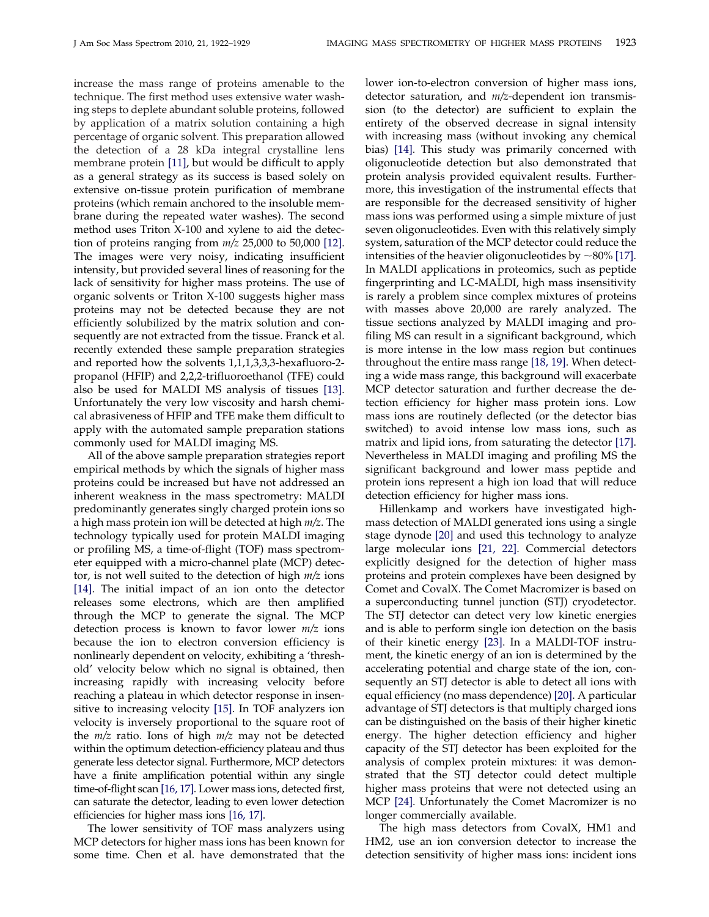increase the mass range of proteins amenable to the technique. The first method uses extensive water washing steps to deplete abundant soluble proteins, followed by application of a matrix solution containing a high percentage of organic solvent. This preparation allowed the detection of a 28 kDa integral crystalline lens membrane protein [11], but would be difficult to apply as a general strategy as its success is based solely on extensive on-tissue protein purification of membrane proteins (which remain anchored to the insoluble membrane during the repeated water washes). The second method uses Triton X-100 and xylene to aid the detection of proteins ranging from *m/z* 25,000 to 50,000 [12]. The images were very noisy, indicating insufficient intensity, but provided several lines of reasoning for the lack of sensitivity for higher mass proteins. The use of organic solvents or Triton X-100 suggests higher mass proteins may not be detected because they are not efficiently solubilized by the matrix solution and consequently are not extracted from the tissue. Franck et al. recently extended these sample preparation strategies and reported how the solvents 1,1,1,3,3,3-hexafluoro-2-propanol (HFIP) and 2,2,2-trifluoroethanol (TFE) could also be used for MALDI MS analysis of tissues [13]. Unfortunately the very low viscosity and harsh chemical abrasiveness of HFIP and TFE make them difficult to apply with the automated sample preparation stations commonly used for MALDI imaging MS.

All of the above sample preparation strategies report empirical methods by which the signals of higher mass proteins could be increased but have not addressed an inherent weakness in the mass spectrometry: MALDI predominantly generates singly charged protein ions so a high mass protein ion will be detected at high *m/z*. The technology typically used for protein MALDI imaging or profiling MS, a time-of-flight (TOF) mass spectrometer equipped with a micro-channel plate (MCP) detector, is not well suited to the detection of high *m/z* ions [14]. The initial impact of an ion onto the detector releases some electrons, which are then amplified through the MCP to generate the signal. The MCP detection process is known to favor lower *m/z* ions because the ion to electron conversion efficiency is nonlinearly dependent on velocity, exhibiting a 'threshold' velocity below which no signal is obtained, then increasing rapidly with increasing velocity before reaching a plateau in which detector response in insensitive to increasing velocity [15]. In TOF analyzers ion velocity is inversely proportional to the square root of the *m/z* ratio. Ions of high *m/z* may not be detected within the optimum detection-efficiency plateau and thus generate less detector signal. Furthermore, MCP detectors have a finite amplification potential within any single time-of-flight scan [16, 17]. Lower mass ions, detected first, can saturate the detector, leading to even lower detection efficiencies for higher mass ions [16, 17].

The lower sensitivity of TOF mass analyzers using MCP detectors for higher mass ions has been known for some time. Chen et al. have demonstrated that the lower ion-to-electron conversion of higher mass ions, detector saturation, and *m/z*-dependent ion transmission (to the detector) are sufficient to explain the entirety of the observed decrease in signal intensity with increasing mass (without invoking any chemical bias) [14]. This study was primarily concerned with oligonucleotide detection but also demonstrated that protein analysis provided equivalent results. Furthermore, this investigation of the instrumental effects that are responsible for the decreased sensitivity of higher mass ions was performed using a simple mixture of just seven oligonucleotides. Even with this relatively simply system, saturation of the MCP detector could reduce the intensities of the heavier oligonucleotides by ~80% [17]. In MALDI applications in proteomics, such as peptide fingerprinting and LC-MALDI, high mass insensitivity is rarely a problem since complex mixtures of proteins with masses above 20,000 are rarely analyzed. The tissue sections analyzed by MALDI imaging and profiling MS can result in a significant background, which is more intense in the low mass region but continues throughout the entire mass range [18, 19]. When detecting a wide mass range, this background will exacerbate MCP detector saturation and further decrease the detection efficiency for higher mass protein ions. Low mass ions are routinely deflected (or the detector bias switched) to avoid intense low mass ions, such as matrix and lipid ions, from saturating the detector [17]. Nevertheless in MALDI imaging and profiling MS the significant background and lower mass peptide and protein ions represent a high ion load that will reduce detection efficiency for higher mass ions.

Hillenkamp and workers have investigated high-mass detection of MALDI generated ions using a single stage dynode [20] and used this technology to analyze large molecular ions [21, 22]. Commercial detectors explicitly designed for the detection of higher mass proteins and protein complexes have been designed by Comet and CovalX. The Comet Macromizer is based on a superconducting tunnel junction (STJ) cryodetector. The STJ detector can detect very low kinetic energies and is able to perform single ion detection on the basis of their kinetic energy [23]. In a MALDI-TOF instrument, the kinetic energy of an ion is determined by the accelerating potential and charge state of the ion, consequently an STJ detector is able to detect all ions with equal efficiency (no mass dependence) [20]. A particular advantage of STJ detectors is that multiply charged ions can be distinguished on the basis of their higher kinetic energy. The higher detection efficiency and higher capacity of the STJ detector has been exploited for the analysis of complex protein mixtures: it was demonstrated that the STJ detector could detect multiple higher mass proteins that were not detected using an MCP [24]. Unfortunately the Comet Macromizer is no longer commercially available.

The high mass detectors from CovalX, HM1 and HM2, use an ion conversion detector to increase the detection sensitivity of higher mass ions: incident ions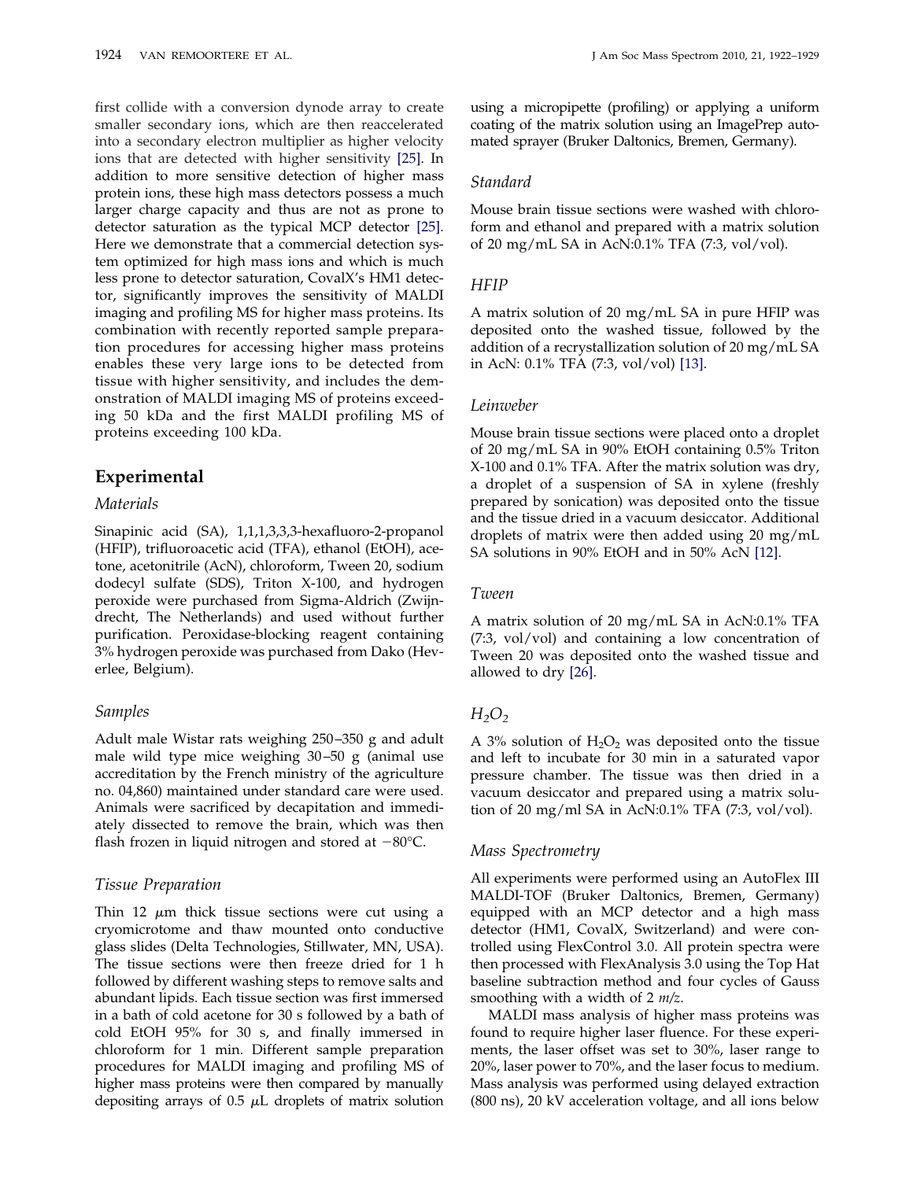first collide with a conversion dynode array to create smaller secondary ions, which are then reaccelerated into a secondary electron multiplier as higher velocity ions that are detected with higher sensitivity [25]. In addition to more sensitive detection of higher mass protein ions, these high mass detectors possess a much larger charge capacity and thus are not as prone to detector saturation as the typical MCP detector [25]. Here we demonstrate that a commercial detection system optimized for high mass ions and which is much less prone to detector saturation, CovalX's HM1 detector, significantly improves the sensitivity of MALDI imaging and profiling MS for higher mass proteins. Its combination with recently reported sample preparation procedures for accessing higher mass proteins enables these very large ions to be detected from tissue with higher sensitivity, and includes the demonstration of MALDI imaging MS of proteins exceeding 50 kDa and the first MALDI profiling MS of proteins exceeding 100 kDa.

## Experimental

### Materials

Sinapinic acid (SA), 1,1,1,3,3,3-hexafluoro-2-propanol (HFIP), trifluoroacetic acid (TFA), ethanol (EtOH), acetone, acetonitrile (AcN), chloroform, Tween 20, sodium dodecyl sulfate (SDS), Triton X-100, and hydrogen peroxide were purchased from Sigma-Aldrich (Zwijndrecht, The Netherlands) and used without further purification. Peroxidase-blocking reagent containing 3% hydrogen peroxide was purchased from Dako (Heverlee, Belgium).

### Samples

Adult male Wistar rats weighing 250–350 g and adult male wild type mice weighing 30–50 g (animal use accreditation by the French ministry of the agriculture no. 04,860) maintained under standard care were used. Animals were sacrificed by decapitation and immediately dissected to remove the brain, which was then flash frozen in liquid nitrogen and stored at −80°C.

### Tissue Preparation

Thin 12 $\mu$m thick tissue sections were cut using a cryomicrotome and thaw mounted onto conductive glass slides (Delta Technologies, Stillwater, MN, USA). The tissue sections were then freeze dried for 1 h followed by different washing steps to remove salts and abundant lipids. Each tissue section was first immersed in a bath of cold acetone for 30 s followed by a bath of cold EtOH 95% for 30 s, and finally immersed in chloroform for 1 min. Different sample preparation procedures for MALDI imaging and profiling MS of higher mass proteins were then compared by manually depositing arrays of 0.5 $\mu$L droplets of matrix solution using a micropipette (profiling) or applying a uniform coating of the matrix solution using an ImagePrep automated sprayer (Bruker Daltonics, Bremen, Germany).

### Standard

Mouse brain tissue sections were washed with chloroform and ethanol and prepared with a matrix solution of 20 mg/mL SA in AcN:0.1% TFA (7:3, vol/vol).

### HFIP

A matrix solution of 20 mg/mL SA in pure HFIP was deposited onto the washed tissue, followed by the addition of a recrystallization solution of 20 mg/mL SA in AcN: 0.1% TFA (7:3, vol/vol) [13].

### Leinweber

Mouse brain tissue sections were placed onto a droplet of 20 mg/mL SA in 90% EtOH containing 0.5% Triton X-100 and 0.1% TFA. After the matrix solution was dry, a droplet of a suspension of SA in xylene (freshly prepared by sonication) was deposited onto the tissue and the tissue dried in a vacuum desiccator. Additional droplets of matrix were then added using 20 mg/mL SA solutions in 90% EtOH and in 50% AcN [12].

### Tween

A matrix solution of 20 mg/mL SA in AcN:0.1% TFA (7:3, vol/vol) and containing a low concentration of Tween 20 was deposited onto the washed tissue and allowed to dry [26].

### $H_2O_2$

A 3% solution of $H_2O_2$ was deposited onto the tissue and left to incubate for 30 min in a saturated vapor pressure chamber. The tissue was then dried in a vacuum desiccator and prepared using a matrix solution of 20 mg/ml SA in AcN:0.1% TFA (7:3, vol/vol).

### Mass Spectrometry

All experiments were performed using an AutoFlex III MALDI-TOF (Bruker Daltonics, Bremen, Germany) equipped with an MCP detector and a high mass detector (HM1, CovalX, Switzerland) and were controlled using FlexControl 3.0. All protein spectra were then processed with FlexAnalysis 3.0 using the Top Hat baseline subtraction method and four cycles of Gauss smoothing with a width of 2 *m/z*.

MALDI mass analysis of higher mass proteins was found to require higher laser fluence. For these experiments, the laser offset was set to 30%, laser range to 20%, laser power to 70%, and the laser focus to medium. Mass analysis was performed using delayed extraction (800 ns), 20 kV acceleration voltage, and all ions below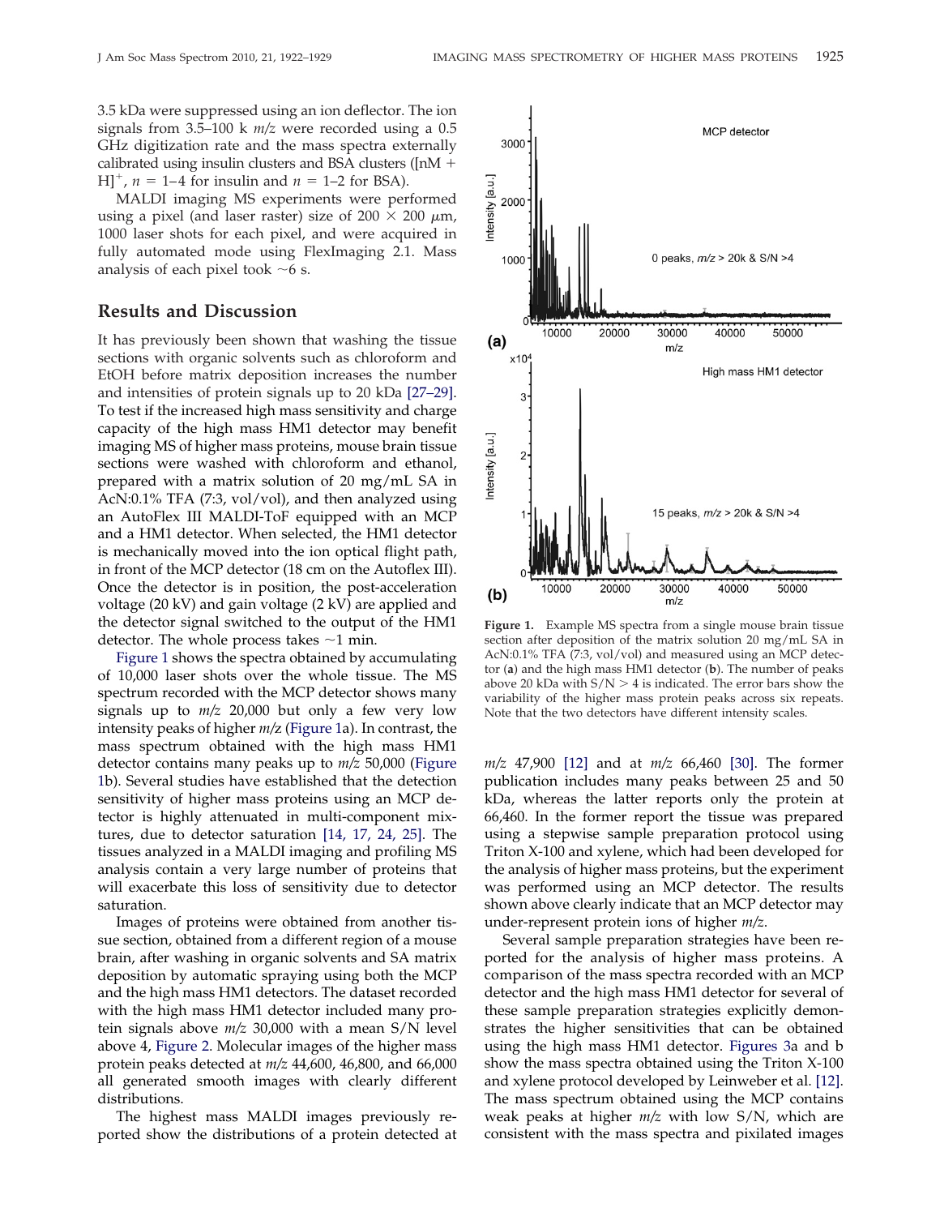3.5 kDa were suppressed using an ion deflector. The ion signals from 3.5–100 k *m/z* were recorded using a 0.5 GHz digitization rate and the mass spectra externally calibrated using insulin clusters and BSA clusters ($[nM + H]^+$, $n = 1$–4 for insulin and $n = 1$–2 for BSA).

MALDI imaging MS experiments were performed using a pixel (and laser raster) size of 200 × 200 μm, 1000 laser shots for each pixel, and were acquired in fully automated mode using FlexImaging 2.1. Mass analysis of each pixel took ~6 s.

## Results and Discussion

It has previously been shown that washing the tissue sections with organic solvents such as chloroform and EtOH before matrix deposition increases the number and intensities of protein signals up to 20 kDa [27–29]. To test if the increased high mass sensitivity and charge capacity of the high mass HM1 detector may benefit imaging MS of higher mass proteins, mouse brain tissue sections were washed with chloroform and ethanol, prepared with a matrix solution of 20 mg/mL SA in AcN:0.1% TFA (7:3, vol/vol), and then analyzed using an AutoFlex III MALDI-ToF equipped with an MCP and a HM1 detector. When selected, the HM1 detector is mechanically moved into the ion optical flight path, in front of the MCP detector (18 cm on the Autoflex III). Once the detector is in position, the post-acceleration voltage (20 kV) and gain voltage (2 kV) are applied and the detector signal switched to the output of the HM1 detector. The whole process takes ~1 min.

Figure 1 shows the spectra obtained by accumulating of 10,000 laser shots over the whole tissue. The MS spectrum recorded with the MCP detector shows many signals up to *m/z* 20,000 but only a few very low intensity peaks of higher *m/z* (Figure 1a). In contrast, the mass spectrum obtained with the high mass HM1 detector contains many peaks up to *m/z* 50,000 (Figure 1b). Several studies have established that the detection sensitivity of higher mass proteins using an MCP detector is highly attenuated in multi-component mixtures, due to detector saturation [14, 17, 24, 25]. The tissues analyzed in a MALDI imaging and profiling MS analysis contain a very large number of proteins that will exacerbate this loss of sensitivity due to detector saturation.

Images of proteins were obtained from another tissue section, obtained from a different region of a mouse brain, after washing in organic solvents and SA matrix deposition by automatic spraying using both the MCP and the high mass HM1 detectors. The dataset recorded with the high mass HM1 detector included many protein signals above *m/z* 30,000 with a mean S/N level above 4, Figure 2. Molecular images of the higher mass protein peaks detected at *m/z* 44,600, 46,800, and 66,000 all generated smooth images with clearly different distributions.

The highest mass MALDI images previously reported show the distributions of a protein detected at

MCP detector

0 peaks, *m/z* > 20k & S/N >4

Intensity [a.u.]

3000
2000
1000
0

10000 20000 30000 40000 50000

m/z

(a)

x10^4

High mass HM1 detector

15 peaks, *m/z* > 20k & S/N >4

Intensity [a.u.]

3
2
1
0

10000 20000 30000 40000 50000

m/z

(b)

**Figure 1.** Example MS spectra from a single mouse brain tissue section after deposition of the matrix solution 20 mg/mL SA in AcN:0.1% TFA (7:3, vol/vol) and measured using an MCP detector (**a**) and the high mass HM1 detector (**b**). The number of peaks above 20 kDa with S/N > 4 is indicated. The error bars show the variability of the higher mass protein peaks across six repeats. Note that the two detectors have different intensity scales.

*m/z* 47,900 [12] and at *m/z* 66,460 [30]. The former publication includes many peaks between 25 and 50 kDa, whereas the latter reports only the protein at 66,460. In the former report the tissue was prepared using a stepwise sample preparation protocol using Triton X-100 and xylene, which had been developed for the analysis of higher mass proteins, but the experiment was performed using an MCP detector. The results shown above clearly indicate that an MCP detector may under-represent protein ions of higher *m/z*.

Several sample preparation strategies have been reported for the analysis of higher mass proteins. A comparison of the mass spectra recorded with an MCP detector and the high mass HM1 detector for several of these sample preparation strategies explicitly demonstrates the higher sensitivities that can be obtained using the high mass HM1 detector. Figures 3a and b show the mass spectra obtained using the Triton X-100 and xylene protocol developed by Leinweber et al. [12]. The mass spectrum obtained using the MCP contains weak peaks at higher *m/z* with low S/N, which are consistent with the mass spectra and pixilated images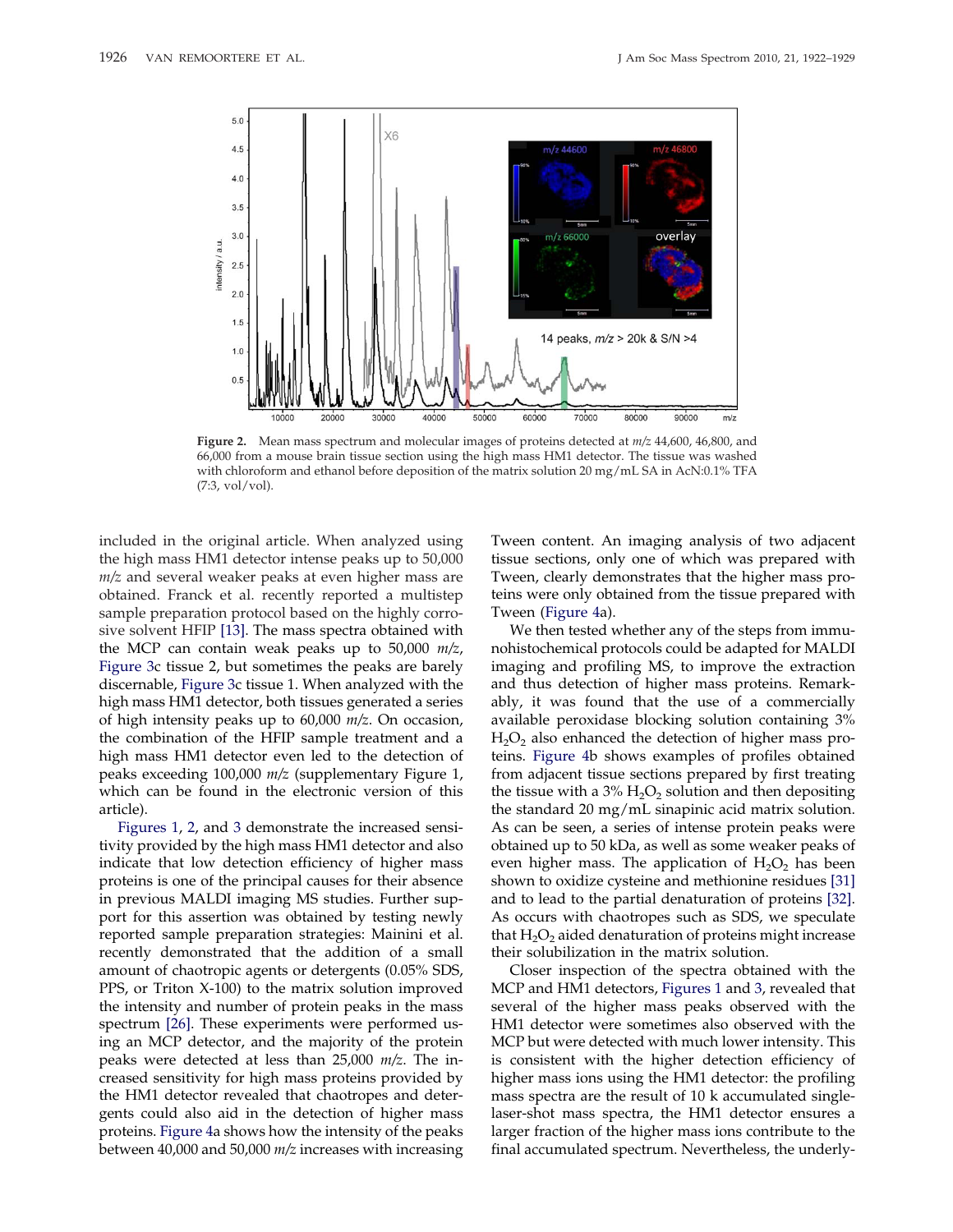5.0
4.5
4.0
3.5
3.0
2.5
2.0
1.5
1.0
0.5
intensity / a.u.
X6
m/z 44600
m/z 46800
m/z 66000
overlay
14 peaks, *m/z* > 20k & S/N >4
10000 20000 30000 40000 50000 60000 70000 80000 90000 m/z

**Figure 2.** Mean mass spectrum and molecular images of proteins detected at *m/z* 44,600, 46,800, and 66,000 from a mouse brain tissue section using the high mass HM1 detector. The tissue was washed with chloroform and ethanol before deposition of the matrix solution 20 mg/mL SA in AcN:0.1% TFA (7:3, vol/vol).

included in the original article. When analyzed using the high mass HM1 detector intense peaks up to 50,000 *m/z* and several weaker peaks at even higher mass are obtained. Franck et al. recently reported a multistep sample preparation protocol based on the highly corrosive solvent HFIP [13]. The mass spectra obtained with the MCP can contain weak peaks up to 50,000 *m/z*, Figure 3c tissue 2, but sometimes the peaks are barely discernable, Figure 3c tissue 1. When analyzed with the high mass HM1 detector, both tissues generated a series of high intensity peaks up to 60,000 *m/z*. On occasion, the combination of the HFIP sample treatment and a high mass HM1 detector even led to the detection of peaks exceeding 100,000 *m/z* (supplementary Figure 1, which can be found in the electronic version of this article).

Figures 1, 2, and 3 demonstrate the increased sensitivity provided by the high mass HM1 detector and also indicate that low detection efficiency of higher mass proteins is one of the principal causes for their absence in previous MALDI imaging MS studies. Further support for this assertion was obtained by testing newly reported sample preparation strategies: Mainini et al. recently demonstrated that the addition of a small amount of chaotropic agents or detergents (0.05% SDS, PPS, or Triton X-100) to the matrix solution improved the intensity and number of protein peaks in the mass spectrum [26]. These experiments were performed using an MCP detector, and the majority of the protein peaks were detected at less than 25,000 *m/z*. The increased sensitivity for high mass proteins provided by the HM1 detector revealed that chaotropes and detergents could also aid in the detection of higher mass proteins. Figure 4a shows how the intensity of the peaks between 40,000 and 50,000 *m/z* increases with increasing Tween content. An imaging analysis of two adjacent tissue sections, only one of which was prepared with Tween, clearly demonstrates that the higher mass proteins were only obtained from the tissue prepared with Tween (Figure 4a).

We then tested whether any of the steps from immunohistochemical protocols could be adapted for MALDI imaging and profiling MS, to improve the extraction and thus detection of higher mass proteins. Remarkably, it was found that the use of a commercially available peroxidase blocking solution containing 3% $H_2O_2$ also enhanced the detection of higher mass proteins. Figure 4b shows examples of profiles obtained from adjacent tissue sections prepared by first treating the tissue with a 3% $H_2O_2$ solution and then depositing the standard 20 mg/mL sinapinic acid matrix solution. As can be seen, a series of intense protein peaks were obtained up to 50 kDa, as well as some weaker peaks of even higher mass. The application of $H_2O_2$ has been shown to oxidize cysteine and methionine residues [31] and to lead to the partial denaturation of proteins [32]. As occurs with chaotropes such as SDS, we speculate that $H_2O_2$ aided denaturation of proteins might increase their solubilization in the matrix solution.

Closer inspection of the spectra obtained with the MCP and HM1 detectors, Figures 1 and 3, revealed that several of the higher mass peaks observed with the HM1 detector were sometimes also observed with the MCP but were detected with much lower intensity. This is consistent with the higher detection efficiency of higher mass ions using the HM1 detector: the profiling mass spectra are the result of 10 k accumulated single-laser-shot mass spectra, the HM1 detector ensures a larger fraction of the higher mass ions contribute to the final accumulated spectrum. Nevertheless, the underly-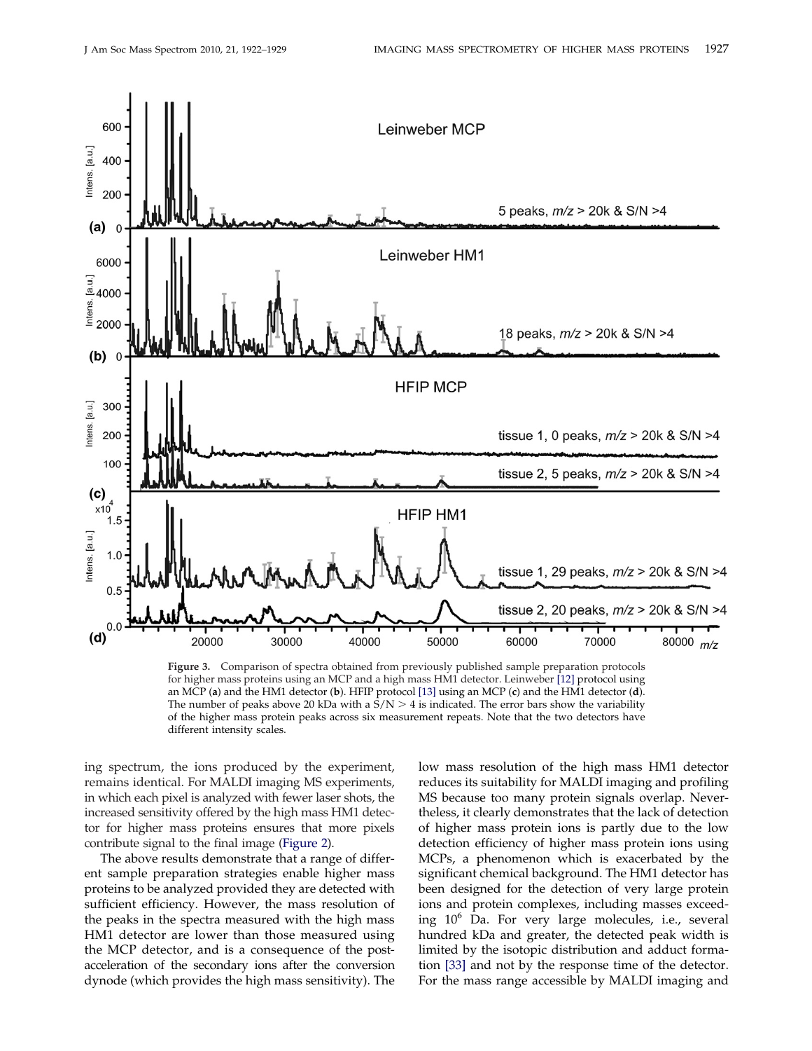Leinweber MCP

5 peaks, $m/z$ > 20k & S/N >4

Leinweber HM1

18 peaks, $m/z$ > 20k & S/N >4

HFIP MCP

tissue 1, 0 peaks, $m/z$ > 20k & S/N >4

tissue 2, 5 peaks, $m/z$ > 20k & S/N >4

HFIP HM1

tissue 1, 29 peaks, $m/z$ > 20k & S/N >4

tissue 2, 20 peaks, $m/z$ > 20k & S/N >4

**Figure 3.** Comparison of spectra obtained from previously published sample preparation protocols for higher mass proteins using an MCP and a high mass HM1 detector. Leinweber [12] protocol using an MCP (**a**) and the HM1 detector (**b**). HFIP protocol [13] using an MCP (**c**) and the HM1 detector (**d**). The number of peaks above 20 kDa with a S/N > 4 is indicated. The error bars show the variability of the higher mass protein peaks across six measurement repeats. Note that the two detectors have different intensity scales.

ing spectrum, the ions produced by the experiment, remains identical. For MALDI imaging MS experiments, in which each pixel is analyzed with fewer laser shots, the increased sensitivity offered by the high mass HM1 detector for higher mass proteins ensures that more pixels contribute signal to the final image (Figure 2).

The above results demonstrate that a range of different sample preparation strategies enable higher mass proteins to be analyzed provided they are detected with sufficient efficiency. However, the mass resolution of the peaks in the spectra measured with the high mass HM1 detector are lower than those measured using the MCP detector, and is a consequence of the post-acceleration of the secondary ions after the conversion dynode (which provides the high mass sensitivity). The low mass resolution of the high mass HM1 detector reduces its suitability for MALDI imaging and profiling MS because too many protein signals overlap. Nevertheless, it clearly demonstrates that the lack of detection of higher mass protein ions is partly due to the low detection efficiency of higher mass protein ions using MCPs, a phenomenon which is exacerbated by the significant chemical background. The HM1 detector has been designed for the detection of very large protein ions and protein complexes, including masses exceeding $10^6$ Da. For very large molecules, i.e., several hundred kDa and greater, the detected peak width is limited by the isotopic distribution and adduct formation [33] and not by the response time of the detector. For the mass range accessible by MALDI imaging and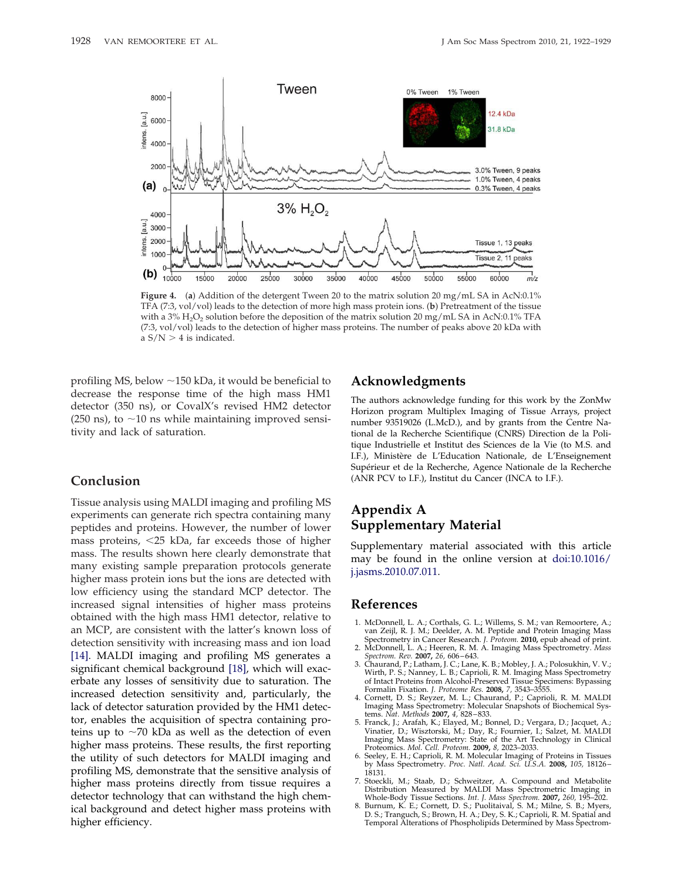Tween

0% Tween 1% Tween

12.4 kDa

31.8 kDa

intens. [a.u.]

8000

6000

4000

2000

0

(a)

3.0% Tween, 9 peaks

1.0% Tween, 4 peaks

0.3% Tween, 4 peaks

3% $H_2O_2$

intens. [a.u.]

4000

3000

2000

1000

0

(b)

Tissue 1, 13 peaks

Tissue 2, 11 peaks

10000 15000 20000 25000 30000 35000 40000 45000 50000 55000 60000 m/z

**Figure 4.** (**a**) Addition of the detergent Tween 20 to the matrix solution 20 mg/mL SA in AcN:0.1% TFA (7:3, vol/vol) leads to the detection of more high mass protein ions. (**b**) Pretreatment of the tissue with a 3% $H_2O_2$ solution before the deposition of the matrix solution 20 mg/mL SA in AcN:0.1% TFA (7:3, vol/vol) leads to the detection of higher mass proteins. The number of peaks above 20 kDa with a S/N > 4 is indicated.

profiling MS, below ~150 kDa, it would be beneficial to decrease the response time of the high mass HM1 detector (350 ns), or CovalX's revised HM2 detector (250 ns), to ~10 ns while maintaining improved sensitivity and lack of saturation.

## Conclusion

Tissue analysis using MALDI imaging and profiling MS experiments can generate rich spectra containing many peptides and proteins. However, the number of lower mass proteins, <25 kDa, far exceeds those of higher mass. The results shown here clearly demonstrate that many existing sample preparation protocols generate higher mass protein ions but the ions are detected with low efficiency using the standard MCP detector. The increased signal intensities of higher mass proteins obtained with the high mass HM1 detector, relative to an MCP, are consistent with the latter's known loss of detection sensitivity with increasing mass and ion load [14]. MALDI imaging and profiling MS generates a significant chemical background [18], which will exacerbate any losses of sensitivity due to saturation. The increased detection sensitivity and, particularly, the lack of detector saturation provided by the HM1 detector, enables the acquisition of spectra containing proteins up to ~70 kDa as well as the detection of even higher mass proteins. These results, the first reporting the utility of such detectors for MALDI imaging and profiling MS, demonstrate that the sensitive analysis of higher mass proteins directly from tissue requires a detector technology that can withstand the high chemical background and detect higher mass proteins with higher efficiency.

## Acknowledgments

The authors acknowledge funding for this work by the ZonMw Horizon program Multiplex Imaging of Tissue Arrays, project number 93519026 (L.McD.), and by grants from the Centre National de la Recherche Scientifique (CNRS) Direction de la Politique Industrielle et Institut des Sciences de la Vie (to M.S. and I.F.), Ministère de L'Education Nationale, de L'Enseignement Supérieur et de la Recherche, Agence Nationale de la Recherche (ANR PCV to I.F.), Institut du Cancer (INCA to I.F.).

## Appendix A Supplementary Material

Supplementary material associated with this article may be found in the online version at doi:10.1016/j.jasms.2010.07.011.

## References

1. McDonnell, L. A.; Corthals, G. L.; Willems, S. M.; van Remoortere, A.; van Zeijl, R. J. M.; Deelder, A. M. Peptide and Protein Imaging Mass Spectrometry in Cancer Research. *J. Proteom.* **2010,** epub ahead of print.
2. McDonnell, L. A.; Heeren, R. M. A. Imaging Mass Spectrometry. *Mass Spectrom. Rev.* **2007,** *26,* 606–643.
3. Chaurand, P.; Latham, J. C.; Lane, K. B.; Mobley, J. A.; Polosukhin, V. V.; Wirth, P. S.; Nanney, L. B.; Caprioli, R. M. Imaging Mass Spectrometry of Intact Proteins from Alcohol-Preserved Tissue Specimens: Bypassing Formalin Fixation. *J. Proteome Res.* **2008,** *7,* 3543–3555.
4. Cornett, D. S.; Reyzer, M. L.; Chaurand, P.; Caprioli, R. M. MALDI Imaging Mass Spectrometry: Molecular Snapshots of Biochemical Systems. *Nat. Methods* **2007,** *4,* 828–833.
5. Franck, J.; Arafah, K.; Elayed, M.; Bonnel, D.; Vergara, D.; Jacquet, A.; Vinatier, D.; Wisztorski, M.; Day, R.; Fournier, I.; Salzet, M. MALDI Imaging Mass Spectrometry: State of the Art Technology in Clinical Proteomics. *Mol. Cell. Proteom.* **2009,** *8,* 2023–2033.
6. Seeley, E. H.; Caprioli, R. M. Molecular Imaging of Proteins in Tissues by Mass Spectrometry. *Proc. Natl. Acad. Sci. U.S.A.* **2008,** *105,* 18126–18131.
7. Stoeckli, M.; Staab, D.; Schweitzer, A. Compound and Metabolite Distribution Measured by MALDI Mass Spectrometric Imaging in Whole-Body Tissue Sections. *Int. J. Mass Spectrom.* **2007,** *260,* 195–202.
8. Burnum, K. E.; Cornett, D. S.; Puolitaival, S. M.; Milne, S. B.; Myers, D. S.; Tranguch, S.; Brown, H. A.; Dey, S. K.; Caprioli, R. M. Spatial and Temporal Alterations of Phospholipids Determined by Mass Spectrom-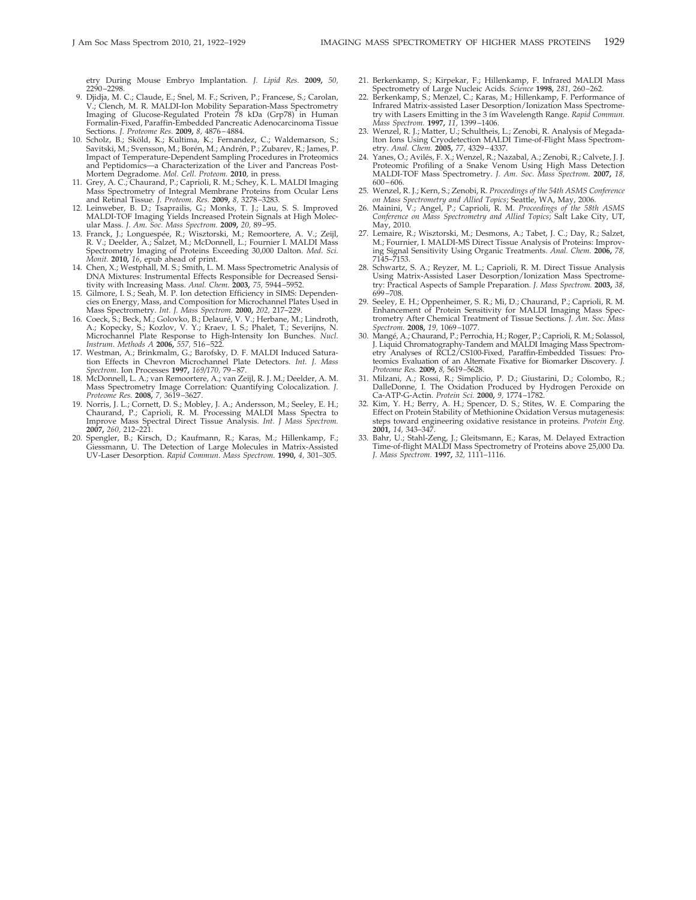etry During Mouse Embryo Implantation. *J. Lipid Res.* **2009,** *50,* 2290–2298.

9. Djidja, M. C.; Claude, E.; Snel, M. F.; Scriven, P.; Francese, S.; Carolan, V.; Clench, M. R. MALDI-Ion Mobility Separation-Mass Spectrometry Imaging of Glucose-Regulated Protein 78 kDa (Grp78) in Human Formalin-Fixed, Paraffin-Embedded Pancreatic Adenocarcinoma Tissue Sections. *J. Proteome Res.* **2009,** *8,* 4876–4884.
10. Scholz, B.; Sköld, K.; Kultima, K.; Fernandez, C.; Waldemarson, S.; Savitski, M.; Svensson, M.; Borén, M.; Andrén, P.; Zubarev, R.; James, P. Impact of Temperature-Dependent Sampling Procedures in Proteomics and Peptidomics—a Characterization of the Liver and Pancreas Post-Mortem Degradome. *Mol. Cell. Proteom.* **2010**, in press.
11. Grey, A. C.; Chaurand, P.; Caprioli, R. M.; Schey, K. L. MALDI Imaging Mass Spectrometry of Integral Membrane Proteins from Ocular Lens and Retinal Tissue. *J. Proteom. Res.* **2009,** *8,* 3278–3283.
12. Leinweber, B. D.; Tsaprailis, G.; Monks, T. J.; Lau, S. S. Improved MALDI-TOF Imaging Yields Increased Protein Signals at High Molecular Mass. *J. Am. Soc. Mass Spectrom.* **2009,** *20,* 89–95.
13. Franck, J.; Longuespée, R.; Wisztorski, M.; Remoortere, A. V.; Zeijl, R. V.; Deelder, A.; Salzet, M.; McDonnell, L.; Fournier I. MALDI Mass Spectrometry Imaging of Proteins Exceeding 30,000 Dalton. *Med. Sci. Monit.* **2010,** *16*, epub ahead of print.
14. Chen, X.; Westphall, M. S.; Smith, L. M. Mass Spectrometric Analysis of DNA Mixtures: Instrumental Effects Responsible for Decreased Sensitivity with Increasing Mass. *Anal. Chem.* **2003,** *75,* 5944–5952.
15. Gilmore, I. S.; Seah, M. P. Ion detection Efficiency in SIMS: Dependencies on Energy, Mass, and Composition for Microchannel Plates Used in Mass Spectrometry. *Int. J. Mass Spectrom.* **2000,** *202,* 217–229.
16. Coeck, S.; Beck, M.; Golovko, B.; Delauré, V. V.; Herbane, M.; Lindroth, A.; Kopecky, S.; Kozlov, V. Y.; Kraev, I. S.; Phalet, T.; Severijns, N. Microchannel Plate Response to High-Intensity Ion Bunches. *Nucl. Instrum. Methods A* **2006,** *557,* 516–522.
17. Westman, A.; Brinkmalm, G.; Barofsky, D. F. MALDI Induced Saturation Effects in Chevron Microchannel Plate Detectors. *Int. J. Mass Spectrom.* Ion Processes **1997,** *169/170,* 79–87.
18. McDonnell, L. A.; van Remoortere, A.; van Zeijl, R. J. M.; Deelder, A. M. Mass Spectrometry Image Correlation: Quantifying Colocalization. *J. Proteome Res.* **2008,** *7,* 3619–3627.
19. Norris, J. L.; Cornett, D. S.; Mobley, J. A.; Andersson, M.; Seeley, E. H.; Chaurand, P.; Caprioli, R. M. Processing MALDI Mass Spectra to Improve Mass Spectral Direct Tissue Analysis. *Int. J Mass Spectrom.* **2007,** *260,* 212–221.
20. Spengler, B.; Kirsch, D.; Kaufmann, R.; Karas, M.; Hillenkamp, F.; Giessmann, U. The Detection of Large Molecules in Matrix-Assisted UV-Laser Desorption. *Rapid Commun. Mass Spectrom.* **1990,** *4,* 301–305.
21. Berkenkamp, S.; Kirpekar, F.; Hillenkamp, F. Infrared MALDI Mass Spectrometry of Large Nucleic Acids. *Science* **1998,** *281,* 260–262.
22. Berkenkamp, S.; Menzel, C.; Karas, M.; Hillenkamp, F. Performance of Infrared Matrix-assisted Laser Desorption/Ionization Mass Spectrometry with Lasers Emitting in the 3 ím Wavelength Range. *Rapid Commun. Mass Spectrom.* **1997,** *11,* 1399–1406.
23. Wenzel, R. J.; Matter, U.; Schultheis, L.; Zenobi, R. Analysis of Megadalton Ions Using Cryodetection MALDI Time-of-Flight Mass Spectrometry. *Anal. Chem.* **2005,** *77,* 4329–4337.
24. Yanes, O.; Avilés, F. X.; Wenzel, R.; Nazabal, A.; Zenobi, R.; Calvete, J. J. Proteomic Profiling of a Snake Venom Using High Mass Detection MALDI-TOF Mass Spectrometry. *J. Am. Soc. Mass Spectrom.* **2007,** *18,* 600–606.
25. Wenzel, R. J.; Kern, S.; Zenobi, R. *Proceedings of the 54th ASMS Conference on Mass Spectrometry and Allied Topics*; Seattle, WA, May, 2006.
26. Mainini, V.; Angel, P.; Caprioli, R. M. *Proceedings of the 58th ASMS Conference on Mass Spectrometry and Allied Topics*; Salt Lake City, UT, May, 2010.
27. Lemaire, R.; Wisztorski, M.; Desmons, A.; Tabet, J. C.; Day, R.; Salzet, M.; Fournier, I. MALDI-MS Direct Tissue Analysis of Proteins: Improving Signal Sensitivity Using Organic Treatments. *Anal. Chem.* **2006,** *78,* 7145–7153.
28. Schwartz, S. A.; Reyzer, M. L.; Caprioli, R. M. Direct Tissue Analysis Using Matrix-Assisted Laser Desorption/Ionization Mass Spectrometry: Practical Aspects of Sample Preparation. *J. Mass Spectrom.* **2003,** *38,* 699–708.
29. Seeley, E. H.; Oppenheimer, S. R.; Mi, D.; Chaurand, P.; Caprioli, R. M. Enhancement of Protein Sensitivity for MALDI Imaging Mass Spectrometry After Chemical Treatment of Tissue Sections. *J. Am. Soc. Mass Spectrom.* **2008,** *19,* 1069–1077.
30. Mangé, A.; Chaurand, P.; Perrochia, H.; Roger, P.; Caprioli, R. M.; Solassol, J. Liquid Chromatography-Tandem and MALDI Imaging Mass Spectrometry Analyses of RCL2/CS100-Fixed, Paraffin-Embedded Tissues: Proteomics Evaluation of an Alternate Fixative for Biomarker Discovery. *J. Proteome Res.* **2009,** *8,* 5619–5628.
31. Milzani, A.; Rossi, R.; Simplicio, P. D.; Giustarini, D.; Colombo, R.; DalleDonne, I. The Oxidation Produced by Hydrogen Peroxide on Ca-ATP-G-Actin. *Protein Sci.* **2000,** *9,* 1774–1782.
32. Kim, Y. H.; Berry, A. H.; Spencer, D. S.; Stites, W. E. Comparing the Effect on Protein Stability of Methionine Oxidation Versus mutagenesis: steps toward engineering oxidative resistance in proteins. *Protein Eng.* **2001,** *14,* 343–347.
33. Bahr, U.; Stahl-Zeng, J.; Gleitsmann, E.; Karas, M. Delayed Extraction Time-of-flight MALDI Mass Spectrometry of Proteins above 25,000 Da. *J. Mass Spectrom.* **1997,** *32,* 1111–1116.